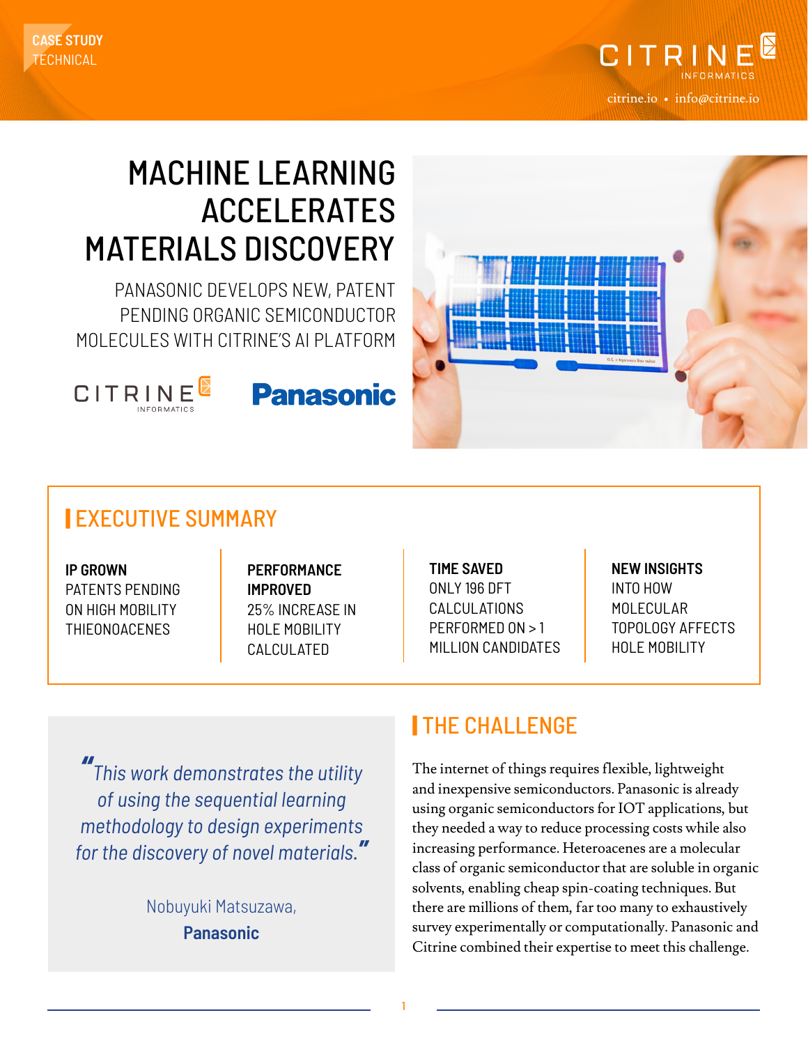CASE STUDY
TECHNICAL

CITRINE INFORMATICS
citrine.io • info@citrine.io

# MACHINE LEARNING ACCELERATES MATERIALS DISCOVERY

## PANASONIC DEVELOPS NEW, PATENT PENDING ORGANIC SEMICONDUCTOR MOLECULES WITH CITRINE'S AI PLATFORM

## EXECUTIVE SUMMARY

**IP GROWN**
PATENTS PENDING ON HIGH MOBILITY THIEONOACENES

**PERFORMANCE IMPROVED**
25% INCREASE IN HOLE MOBILITY CALCULATED

**TIME SAVED**
ONLY 196 DFT CALCULATIONS PERFORMED ON > 1 MILLION CANDIDATES

**NEW INSIGHTS**
INTO HOW MOLECULAR TOPOLOGY AFFECTS HOLE MOBILITY

> *"This work demonstrates the utility of using the sequential learning methodology to design experiments for the discovery of novel materials."*
>
> Nobuyuki Matsuzawa,
> **Panasonic**

## THE CHALLENGE

The internet of things requires flexible, lightweight and inexpensive semiconductors. Panasonic is already using organic semiconductors for IOT applications, but they needed a way to reduce processing costs while also increasing performance. Heteroacenes are a molecular class of organic semiconductor that are soluble in organic solvents, enabling cheap spin-coating techniques. But there are millions of them, far too many to exhaustively survey experimentally or computationally. Panasonic and Citrine combined their expertise to meet this challenge.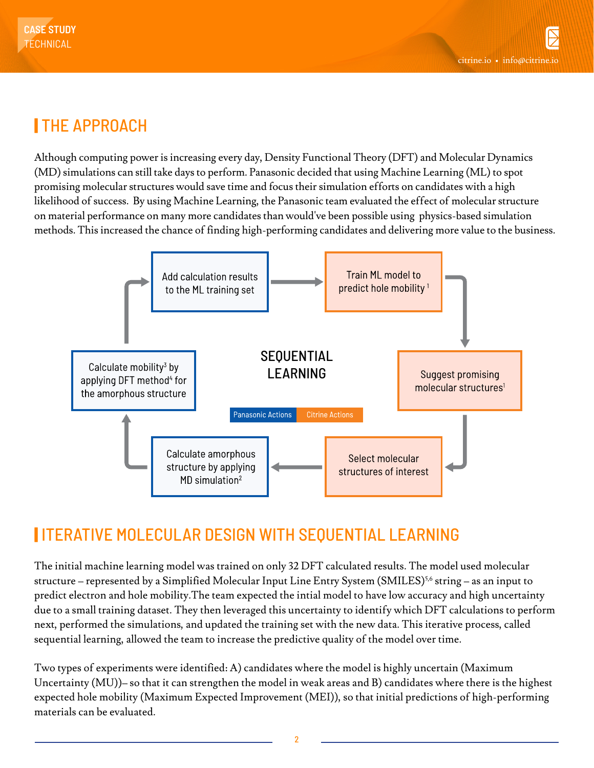## THE APPROACH

Although computing power is increasing every day, Density Functional Theory (DFT) and Molecular Dynamics (MD) simulations can still take days to perform. Panasonic decided that using Machine Learning (ML) to spot promising molecular structures would save time and focus their simulation efforts on candidates with a high likelihood of success. By using Machine Learning, the Panasonic team evaluated the effect of molecular structure on material performance on many more candidates than would've been possible using physics-based simulation methods. This increased the chance of finding high-performing candidates and delivering more value to the business.

SEQUENTIAL LEARNING

Panasonic Actions | Citrine Actions

- Add calculation results to the ML training set
- Train ML model to predict hole mobility [1]
- Suggest promising molecular structures[1]
- Select molecular structures of interest
- Calculate amorphous structure by applying MD simulation[2]
- Calculate mobility[3] by applying DFT method[4] for the amorphous structure

## ITERATIVE MOLECULAR DESIGN WITH SEQUENTIAL LEARNING

The initial machine learning model was trained on only 32 DFT calculated results. The model used molecular structure – represented by a Simplified Molecular Input Line Entry System (SMILES)[5,6] string – as an input to predict electron and hole mobility.The team expected the intial model to have low accuracy and high uncertainty due to a small training dataset. They then leveraged this uncertainty to identify which DFT calculations to perform next, performed the simulations, and updated the training set with the new data. This iterative process, called sequential learning, allowed the team to increase the predictive quality of the model over time.

Two types of experiments were identified: A) candidates where the model is highly uncertain (Maximum Uncertainty (MU))– so that it can strengthen the model in weak areas and B) candidates where there is the highest expected hole mobility (Maximum Expected Improvement (MEI)), so that initial predictions of high-performing materials can be evaluated.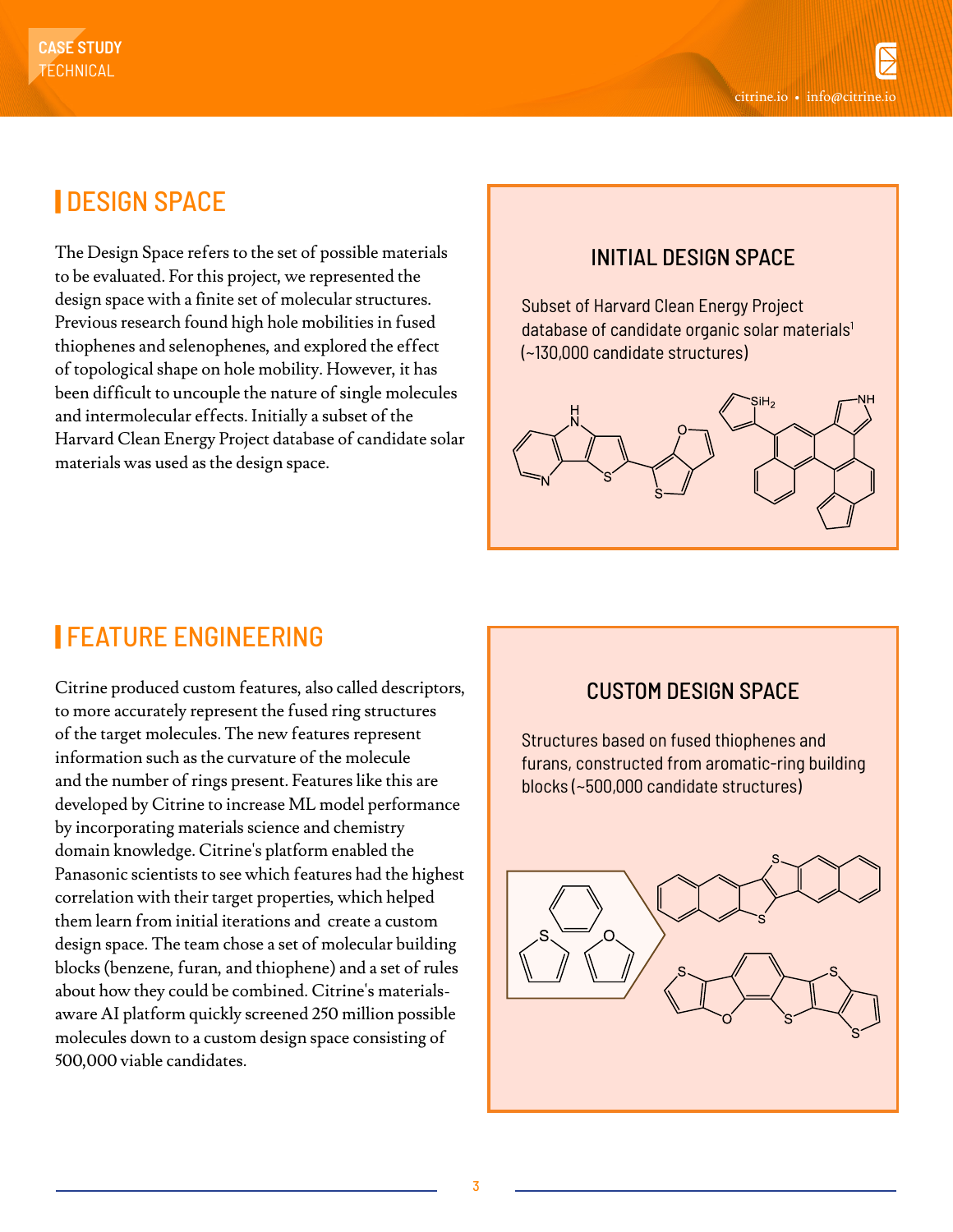## DESIGN SPACE

The Design Space refers to the set of possible materials to be evaluated. For this project, we represented the design space with a finite set of molecular structures. Previous research found high hole mobilities in fused thiophenes and selenophenes, and explored the effect of topological shape on hole mobility. However, it has been difficult to uncouple the nature of single molecules and intermolecular effects. Initially a subset of the Harvard Clean Energy Project database of candidate solar materials was used as the design space.

### INITIAL DESIGN SPACE

Subset of Harvard Clean Energy Project database of candidate organic solar materials[1] (~130,000 candidate structures)

## FEATURE ENGINEERING

Citrine produced custom features, also called descriptors, to more accurately represent the fused ring structures of the target molecules. The new features represent information such as the curvature of the molecule and the number of rings present. Features like this are developed by Citrine to increase ML model performance by incorporating materials science and chemistry domain knowledge. Citrine's platform enabled the Panasonic scientists to see which features had the highest correlation with their target properties, which helped them learn from initial iterations and create a custom design space. The team chose a set of molecular building blocks (benzene, furan, and thiophene) and a set of rules about how they could be combined. Citrine's materials-aware AI platform quickly screened 250 million possible molecules down to a custom design space consisting of 500,000 viable candidates.

### CUSTOM DESIGN SPACE

Structures based on fused thiophenes and furans, constructed from aromatic-ring building blocks (~500,000 candidate structures)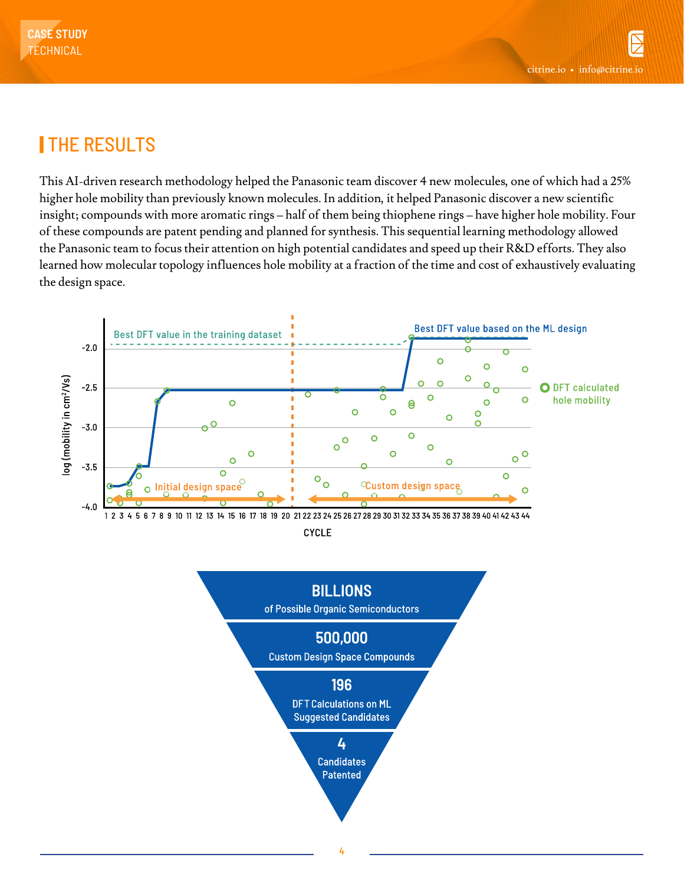## THE RESULTS

This AI-driven research methodology helped the Panasonic team discover 4 new molecules, one of which had a 25% higher hole mobility than previously known molecules. In addition, it helped Panasonic discover a new scientific insight; compounds with more aromatic rings – half of them being thiophene rings – have higher hole mobility. Four of these compounds are patent pending and planned for synthesis. This sequential learning methodology allowed the Panasonic team to focus their attention on high potential candidates and speed up their R&D efforts. They also learned how molecular topology influences hole mobility at a fraction of the time and cost of exhaustively evaluating the design space.

**BILLIONS**
of Possible Organic Semiconductors

**500,000**
Custom Design Space Compounds

**196**
DFT Calculations on ML Suggested Candidates

**4**
Candidates Patented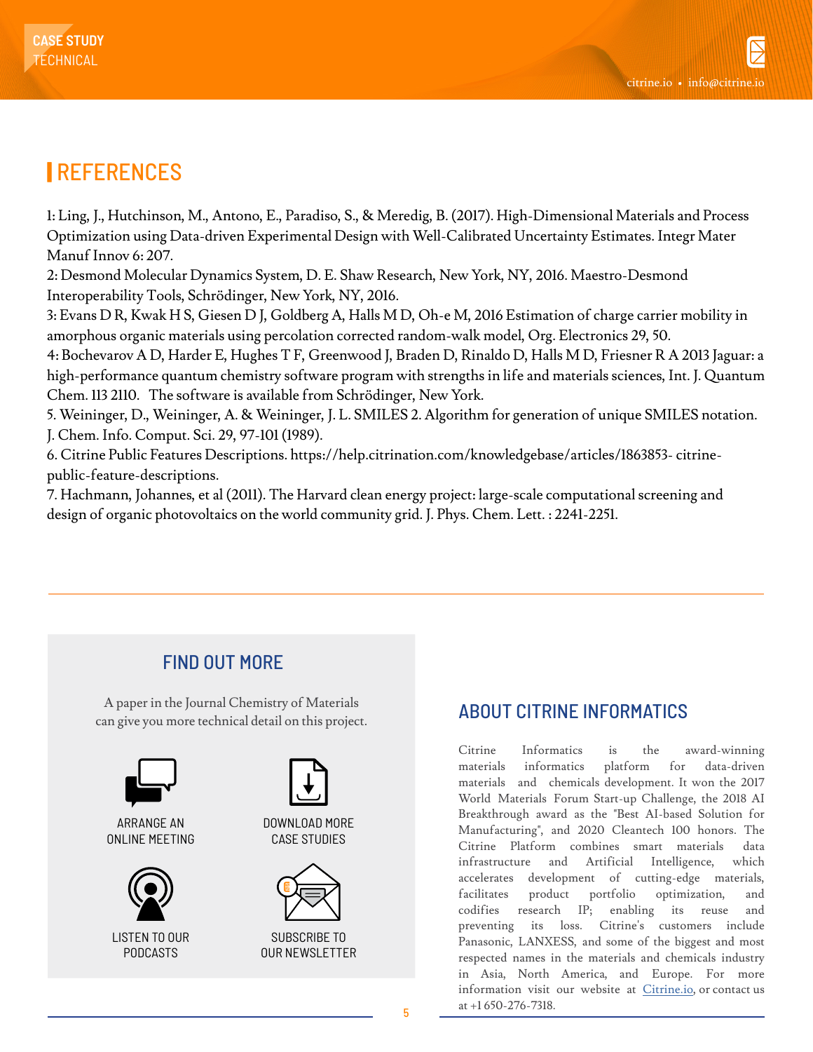## REFERENCES

1: Ling, J., Hutchinson, M., Antono, E., Paradiso, S., & Meredig, B. (2017). High-Dimensional Materials and Process Optimization using Data-driven Experimental Design with Well-Calibrated Uncertainty Estimates. Integr Mater Manuf Innov 6: 207.

2: Desmond Molecular Dynamics System, D. E. Shaw Research, New York, NY, 2016. Maestro-Desmond Interoperability Tools, Schrödinger, New York, NY, 2016.

3: Evans D R, Kwak H S, Giesen D J, Goldberg A, Halls M D, Oh-e M, 2016 Estimation of charge carrier mobility in amorphous organic materials using percolation corrected random-walk model, Org. Electronics 29, 50.

4: Bochevarov A D, Harder E, Hughes T F, Greenwood J, Braden D, Rinaldo D, Halls M D, Friesner R A 2013 Jaguar: a high-performance quantum chemistry software program with strengths in life and materials sciences, Int. J. Quantum Chem. 113 2110. The software is available from Schrödinger, New York.

5. Weininger, D., Weininger, A. & Weininger, J. L. SMILES 2. Algorithm for generation of unique SMILES notation. J. Chem. Info. Comput. Sci. 29, 97-101 (1989).

6. Citrine Public Features Descriptions. https://help.citrination.com/knowledgebase/articles/1863853- citrine-public-feature-descriptions.

7. Hachmann, Johannes, et al (2011). The Harvard clean energy project: large-scale computational screening and design of organic photovoltaics on the world community grid. J. Phys. Chem. Lett. : 2241-2251.

---

## FIND OUT MORE

A paper in the Journal Chemistry of Materials can give you more technical detail on this project.

- ARRANGE AN ONLINE MEETING
- DOWNLOAD MORE CASE STUDIES
- LISTEN TO OUR PODCASTS
- SUBSCRIBE TO OUR NEWSLETTER

## ABOUT CITRINE INFORMATICS

Citrine Informatics is the award-winning materials informatics platform for data-driven materials and chemicals development. It won the 2017 World Materials Forum Start-up Challenge, the 2018 AI Breakthrough award as the "Best AI-based Solution for Manufacturing", and 2020 Cleantech 100 honors. The Citrine Platform combines smart materials data infrastructure and Artificial Intelligence, which accelerates development of cutting-edge materials, facilitates product portfolio optimization, and codifies research IP; enabling its reuse and preventing its loss. Citrine's customers include Panasonic, LANXESS, and some of the biggest and most respected names in the materials and chemicals industry in Asia, North America, and Europe. For more information visit our website at Citrine.io, or contact us at +1 650-276-7318.